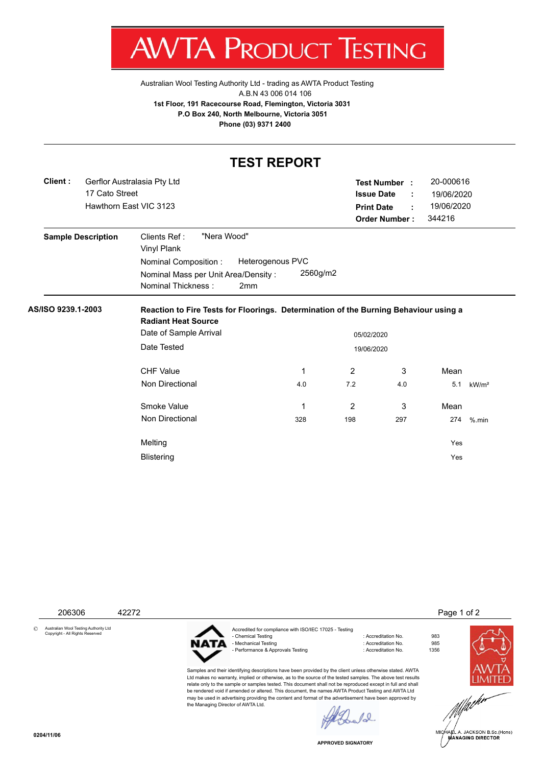# AWTA PRODUCT TESTING

Australian Wool Testing Authority Ltd - trading as AWTA Product Testing
A.B.N 43 006 014 106
**1st Floor, 191 Racecourse Road, Flemington, Victoria 3031**
**P.O Box 240, North Melbourne, Victoria 3051**
**Phone (03) 9371 2400**

## TEST REPORT

**Client :** Gerflor Australasia Pty Ltd
17 Cato Street
Hawthorn East VIC 3123

**Test Number :** 20-000616
**Issue Date :** 19/06/2020
**Print Date :** 19/06/2020
**Order Number :** 344216

**Sample Description**

Clients Ref : "Nera Wood"
Vinyl Plank
Nominal Composition : Heterogenous PVC
Nominal Mass per Unit Area/Density : 2560g/m2
Nominal Thickness : 2mm

**AS/ISO 9239.1-2003** **Reaction to Fire Tests for Floorings. Determination of the Burning Behaviour using a Radiant Heat Source**

Date of Sample Arrival: 05/02/2020
Date Tested: 19/06/2020

| CHF Value | 1 | 2 | 3 | Mean | |
|---|---|---|---|---|---|
| Non Directional | 4.0 | 7.2 | 4.0 | 5.1 | kW/m² |

| Smoke Value | 1 | 2 | 3 | Mean | |
|---|---|---|---|---|---|
| Non Directional | 328 | 198 | 297 | 274 | %.min |

| | |
|---|---|
| Melting | Yes |
| Blistering | Yes |

206306 42272

© Australian Wool Testing Authority Ltd Copyright - All Rights Reserved

NATA

Accredited for compliance with ISO/IEC 17025 - Testing
- Chemical Testing : Accreditation No. 983
- Mechanical Testing : Accreditation No. 985
- Performance & Approvals Testing : Accreditation No. 1356

Samples and their identifying descriptions have been provided by the client unless otherwise stated. AWTA Ltd makes no warranty, implied or otherwise, as to the source of the tested samples. The above test results relate only to the sample or samples tested. This document shall not be reproduced except in full and shall be rendered void if amended or altered. This document, the names AWTA Product Testing and AWTA Ltd may be used in advertising providing the content and format of the advertisement have been approved by the Managing Director of AWTA Ltd.

AWTA LIMITED

APPROVED SIGNATORY

MICHAEL A. JACKSON B.Sc.(Hons)
MANAGING DIRECTOR

0204/11/06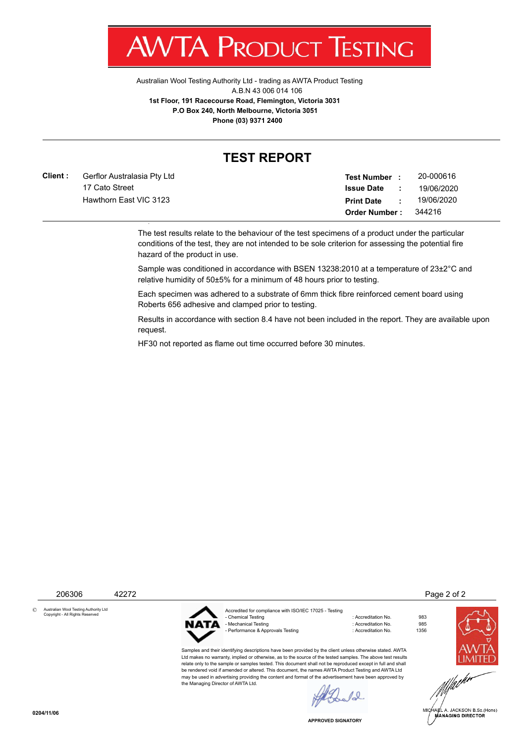# AWTA PRODUCT TESTING

Australian Wool Testing Authority Ltd - trading as AWTA Product Testing
A.B.N 43 006 014 106
**1st Floor, 191 Racecourse Road, Flemington, Victoria 3031**
**P.O Box 240, North Melbourne, Victoria 3051**
**Phone (03) 9371 2400**

## TEST REPORT

**Client :** Gerflor Australasia Pty Ltd
17 Cato Street
Hawthorn East VIC 3123

**Test Number :** 20-000616
**Issue Date :** 19/06/2020
**Print Date :** 19/06/2020
**Order Number :** 344216

The test results relate to the behaviour of the test specimens of a product under the particular conditions of the test, they are not intended to be sole criterion for assessing the potential fire hazard of the product in use.

Sample was conditioned in accordance with BSEN 13238:2010 at a temperature of 23±2°C and relative humidity of 50±5% for a minimum of 48 hours prior to testing.

Each specimen was adhered to a substrate of 6mm thick fibre reinforced cement board using Roberts 656 adhesive and clamped prior to testing.

Results in accordance with section 8.4 have not been included in the report. They are available upon request.

HF30 not reported as flame out time occurred before 30 minutes.

206306 42272

© Australian Wool Testing Authority Ltd
Copyright - All Rights Reserved

NATA

Accredited for compliance with ISO/IEC 17025 - Testing

| | | |
|---|---|---|
| - Chemical Testing | : Accreditation No. | 983 |
| - Mechanical Testing | : Accreditation No. | 985 |
| - Performance & Approvals Testing | : Accreditation No. | 1356 |

Samples and their identifying descriptions have been provided by the client unless otherwise stated. AWTA Ltd makes no warranty, implied or otherwise, as to the source of the tested samples. The above test results relate only to the sample or samples tested. This document shall not be reproduced except in full and shall be rendered void if amended or altered. This document, the names AWTA Product Testing and AWTA Ltd may be used in advertising providing the content and format of the advertisement have been approved by the Managing Director of AWTA Ltd.

APPROVED SIGNATORY

AWTA LIMITED

MICHAEL A. JACKSON B.Sc.(Hons)
MANAGING DIRECTOR

0204/11/06